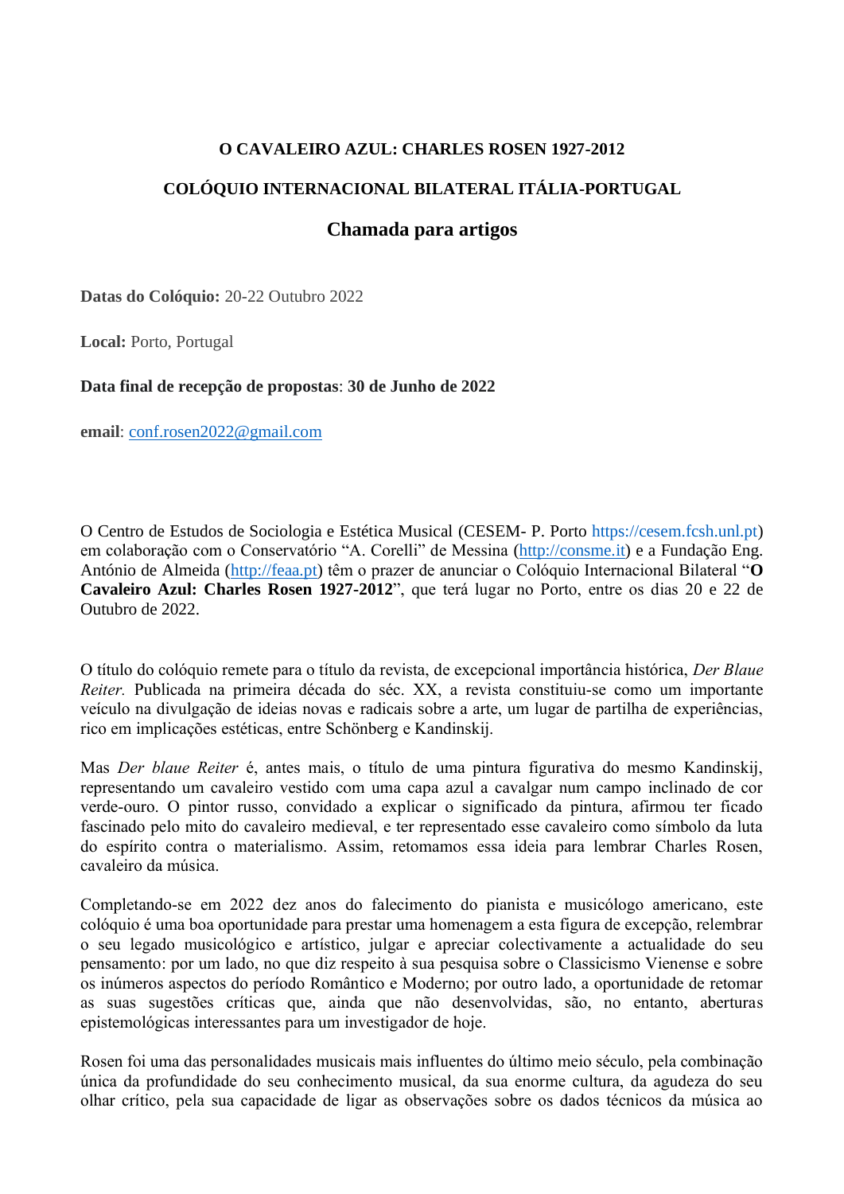# O CAVALEIRO AZUL: CHARLES ROSEN 1927-2012

## COLÓQUIO INTERNACIONAL BILATERAL ITÁLIA-PORTUGAL

## Chamada para artigos

**Datas do Colóquio:** 20-22 Outubro 2022

**Local:** Porto, Portugal

**Data final de recepção de propostas**: **30 de Junho de 2022**

**email**: conf.rosen2022@gmail.com

O Centro de Estudos de Sociologia e Estética Musical (CESEM- P. Porto https://cesem.fcsh.unl.pt) em colaboração com o Conservatório "A. Corelli" de Messina (http://consme.it) e a Fundação Eng. António de Almeida (http://feaa.pt) têm o prazer de anunciar o Colóquio Internacional Bilateral "**O Cavaleiro Azul: Charles Rosen 1927-2012**", que terá lugar no Porto, entre os dias 20 e 22 de Outubro de 2022.

O título do colóquio remete para o título da revista, de excepcional importância histórica, *Der Blaue Reiter.* Publicada na primeira década do séc. XX, a revista constituiu-se como um importante veículo na divulgação de ideias novas e radicais sobre a arte, um lugar de partilha de experiências, rico em implicações estéticas, entre Schönberg e Kandinskij.

Mas *Der blaue Reiter* é, antes mais, o título de uma pintura figurativa do mesmo Kandinskij, representando um cavaleiro vestido com uma capa azul a cavalgar num campo inclinado de cor verde-ouro. O pintor russo, convidado a explicar o significado da pintura, afirmou ter ficado fascinado pelo mito do cavaleiro medieval, e ter representado esse cavaleiro como símbolo da luta do espírito contra o materialismo. Assim, retomamos essa ideia para lembrar Charles Rosen, cavaleiro da música.

Completando-se em 2022 dez anos do falecimento do pianista e musicólogo americano, este colóquio é uma boa oportunidade para prestar uma homenagem a esta figura de excepção, relembrar o seu legado musicológico e artístico, julgar e apreciar colectivamente a actualidade do seu pensamento: por um lado, no que diz respeito à sua pesquisa sobre o Classicismo Vienense e sobre os inúmeros aspectos do período Romântico e Moderno; por outro lado, a oportunidade de retomar as suas sugestões críticas que, ainda que não desenvolvidas, são, no entanto, aberturas epistemológicas interessantes para um investigador de hoje.

Rosen foi uma das personalidades musicais mais influentes do último meio século, pela combinação única da profundidade do seu conhecimento musical, da sua enorme cultura, da agudeza do seu olhar crítico, pela sua capacidade de ligar as observações sobre os dados técnicos da música ao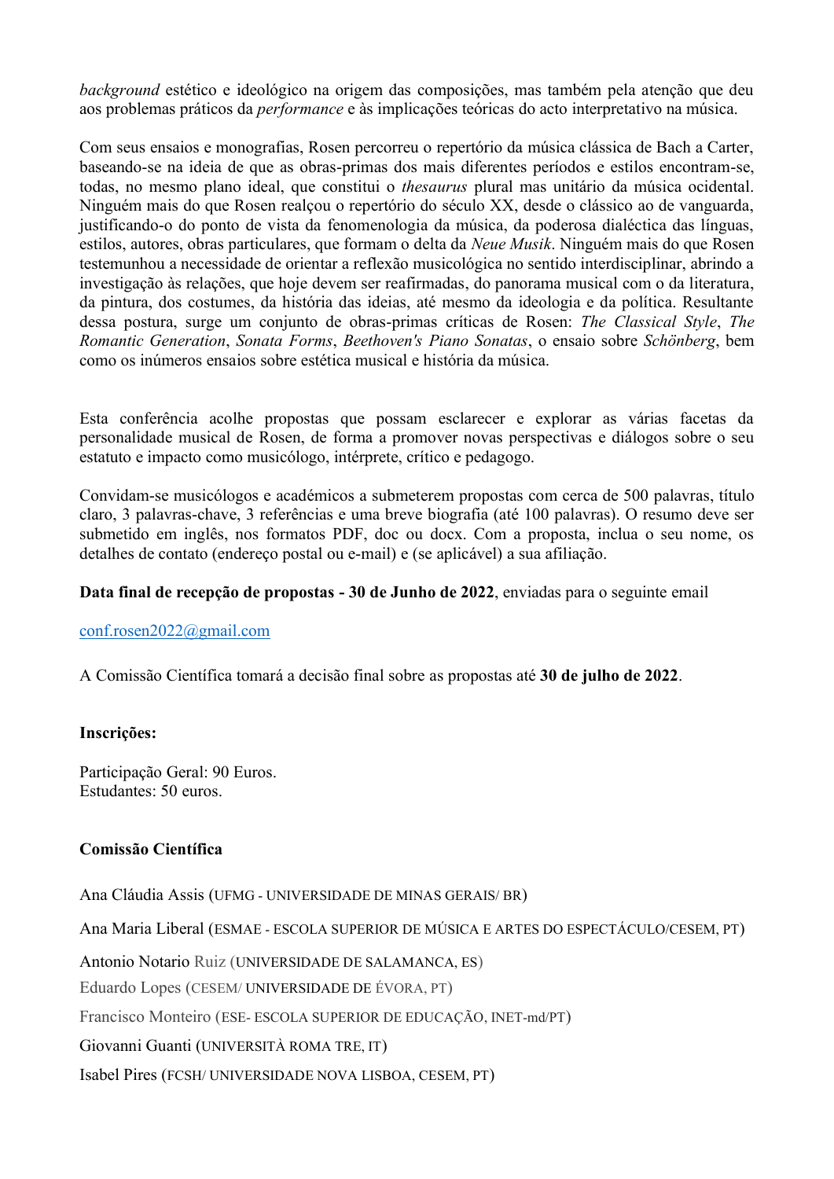*background* estético e ideológico na origem das composições, mas também pela atenção que deu aos problemas práticos da *performance* e às implicações teóricas do acto interpretativo na música.

Com seus ensaios e monografias, Rosen percorreu o repertório da música clássica de Bach a Carter, baseando-se na ideia de que as obras-primas dos mais diferentes períodos e estilos encontram-se, todas, no mesmo plano ideal, que constitui o *thesaurus* plural mas unitário da música ocidental. Ninguém mais do que Rosen realçou o repertório do século XX, desde o clássico ao de vanguarda, justificando-o do ponto de vista da fenomenologia da música, da poderosa dialéctica das línguas, estilos, autores, obras particulares, que formam o delta da *Neue Musik*. Ninguém mais do que Rosen testemunhou a necessidade de orientar a reflexão musicológica no sentido interdisciplinar, abrindo a investigação às relações, que hoje devem ser reafirmadas, do panorama musical com o da literatura, da pintura, dos costumes, da história das ideias, até mesmo da ideologia e da política. Resultante dessa postura, surge um conjunto de obras-primas críticas de Rosen: *The Classical Style*, *The Romantic Generation*, *Sonata Forms*, *Beethoven's Piano Sonatas*, o ensaio sobre *Schönberg*, bem como os inúmeros ensaios sobre estética musical e história da música.

Esta conferência acolhe propostas que possam esclarecer e explorar as várias facetas da personalidade musical de Rosen, de forma a promover novas perspectivas e diálogos sobre o seu estatuto e impacto como musicólogo, intérprete, crítico e pedagogo.

Convidam-se musicólogos e académicos a submeterem propostas com cerca de 500 palavras, título claro, 3 palavras-chave, 3 referências e uma breve biografia (até 100 palavras). O resumo deve ser submetido em inglês, nos formatos PDF, doc ou docx. Com a proposta, inclua o seu nome, os detalhes de contato (endereço postal ou e-mail) e (se aplicável) a sua afiliação.

**Data final de recepção de propostas - 30 de Junho de 2022**, enviadas para o seguinte email

conf.rosen2022@gmail.com

A Comissão Científica tomará a decisão final sobre as propostas até **30 de julho de 2022**.

**Inscrições:**

Participação Geral: 90 Euros.
Estudantes: 50 euros.

**Comissão Científica**

Ana Cláudia Assis (UFMG - UNIVERSIDADE DE MINAS GERAIS/ BR)

Ana Maria Liberal (ESMAE - ESCOLA SUPERIOR DE MÚSICA E ARTES DO ESPECTÁCULO/CESEM, PT)

Antonio Notario Ruiz (UNIVERSIDADE DE SALAMANCA, ES)

Eduardo Lopes (CESEM/ UNIVERSIDADE DE ÉVORA, PT)

Francisco Monteiro (ESE- ESCOLA SUPERIOR DE EDUCAÇÃO, INET-md/PT)

Giovanni Guanti (UNIVERSITÀ ROMA TRE, IT)

Isabel Pires (FCSH/ UNIVERSIDADE NOVA LISBOA, CESEM, PT)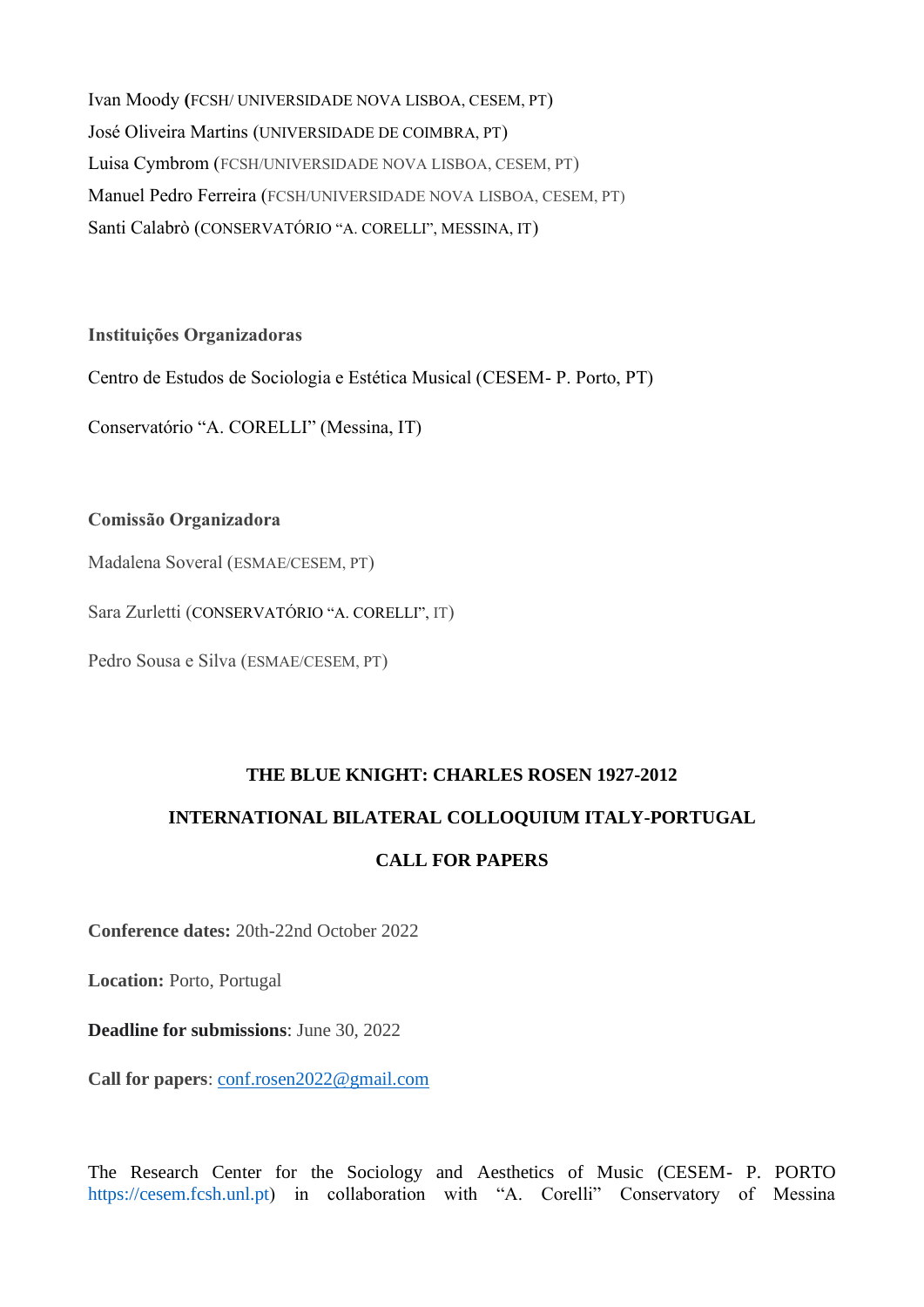Ivan Moody (FCSH/ UNIVERSIDADE NOVA LISBOA, CESEM, PT)

José Oliveira Martins (UNIVERSIDADE DE COIMBRA, PT)

Luisa Cymbrom (FCSH/UNIVERSIDADE NOVA LISBOA, CESEM, PT)

Manuel Pedro Ferreira (FCSH/UNIVERSIDADE NOVA LISBOA, CESEM, PT)

Santi Calabrò (CONSERVATÓRIO "A. CORELLI", MESSINA, IT)

**Instituições Organizadoras**

Centro de Estudos de Sociologia e Estética Musical (CESEM- P. Porto, PT)

Conservatório "A. CORELLI" (Messina, IT)

**Comissão Organizadora**

Madalena Soveral (ESMAE/CESEM, PT)

Sara Zurletti (CONSERVATÓRIO "A. CORELLI", IT)

Pedro Sousa e Silva (ESMAE/CESEM, PT)

**THE BLUE KNIGHT: CHARLES ROSEN 1927-2012**

**INTERNATIONAL BILATERAL COLLOQUIUM ITALY-PORTUGAL**

**CALL FOR PAPERS**

**Conference dates:** 20th-22nd October 2022

**Location:** Porto, Portugal

**Deadline for submissions**: June 30, 2022

**Call for papers**: conf.rosen2022@gmail.com

The Research Center for the Sociology and Aesthetics of Music (CESEM- P. PORTO https://cesem.fcsh.unl.pt) in collaboration with "A. Corelli" Conservatory of Messina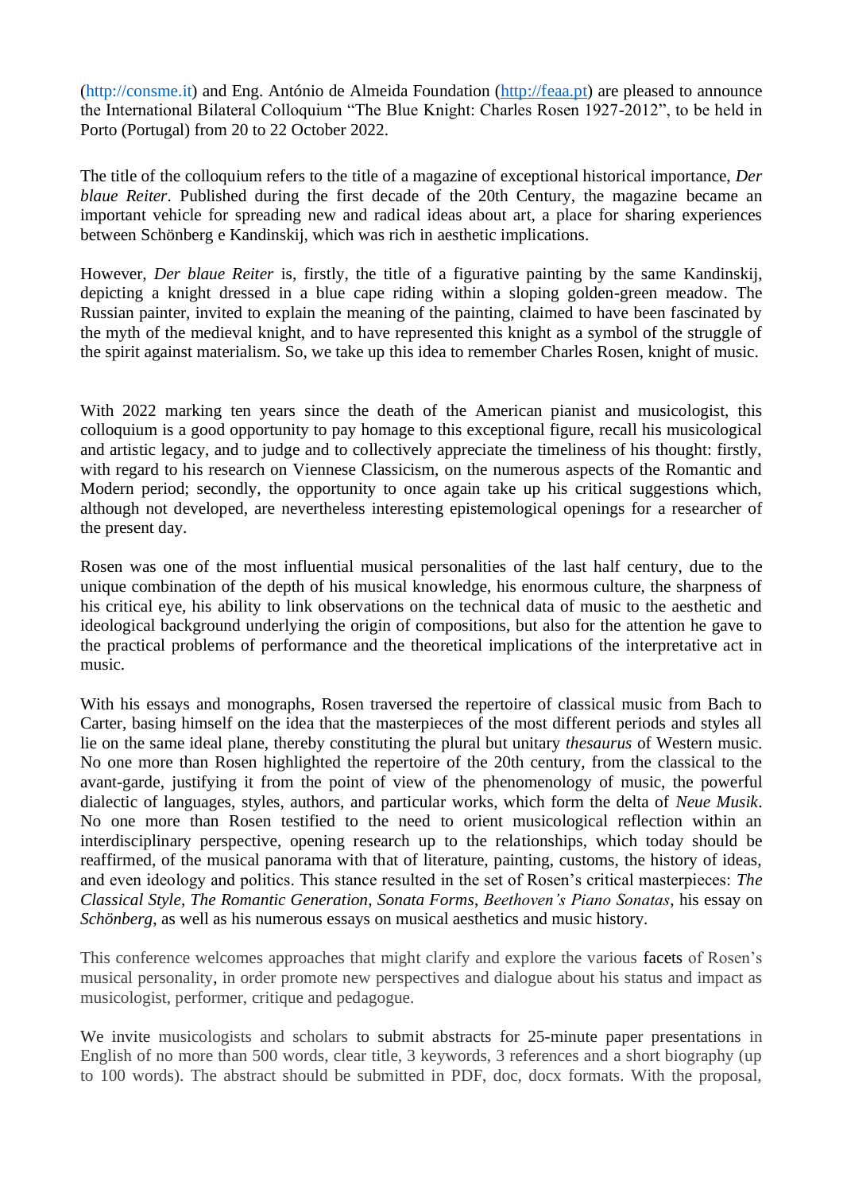(http://consme.it) and Eng. António de Almeida Foundation (http://feaa.pt) are pleased to announce the International Bilateral Colloquium "The Blue Knight: Charles Rosen 1927-2012", to be held in Porto (Portugal) from 20 to 22 October 2022.

The title of the colloquium refers to the title of a magazine of exceptional historical importance, *Der blaue Reiter*. Published during the first decade of the 20th Century, the magazine became an important vehicle for spreading new and radical ideas about art, a place for sharing experiences between Schönberg e Kandinskij, which was rich in aesthetic implications.

However, *Der blaue Reiter* is, firstly, the title of a figurative painting by the same Kandinskij, depicting a knight dressed in a blue cape riding within a sloping golden-green meadow. The Russian painter, invited to explain the meaning of the painting, claimed to have been fascinated by the myth of the medieval knight, and to have represented this knight as a symbol of the struggle of the spirit against materialism. So, we take up this idea to remember Charles Rosen, knight of music.

With 2022 marking ten years since the death of the American pianist and musicologist, this colloquium is a good opportunity to pay homage to this exceptional figure, recall his musicological and artistic legacy, and to judge and to collectively appreciate the timeliness of his thought: firstly, with regard to his research on Viennese Classicism, on the numerous aspects of the Romantic and Modern period; secondly, the opportunity to once again take up his critical suggestions which, although not developed, are nevertheless interesting epistemological openings for a researcher of the present day.

Rosen was one of the most influential musical personalities of the last half century, due to the unique combination of the depth of his musical knowledge, his enormous culture, the sharpness of his critical eye, his ability to link observations on the technical data of music to the aesthetic and ideological background underlying the origin of compositions, but also for the attention he gave to the practical problems of performance and the theoretical implications of the interpretative act in music.

With his essays and monographs, Rosen traversed the repertoire of classical music from Bach to Carter, basing himself on the idea that the masterpieces of the most different periods and styles all lie on the same ideal plane, thereby constituting the plural but unitary *thesaurus* of Western music. No one more than Rosen highlighted the repertoire of the 20th century, from the classical to the avant-garde, justifying it from the point of view of the phenomenology of music, the powerful dialectic of languages, styles, authors, and particular works, which form the delta of *Neue Musik*. No one more than Rosen testified to the need to orient musicological reflection within an interdisciplinary perspective, opening research up to the relationships, which today should be reaffirmed, of the musical panorama with that of literature, painting, customs, the history of ideas, and even ideology and politics. This stance resulted in the set of Rosen's critical masterpieces: *The Classical Style*, *The Romantic Generation*, *Sonata Forms*, *Beethoven's Piano Sonatas*, his essay on *Schönberg*, as well as his numerous essays on musical aesthetics and music history.

This conference welcomes approaches that might clarify and explore the various facets of Rosen's musical personality, in order promote new perspectives and dialogue about his status and impact as musicologist, performer, critique and pedagogue.

We invite musicologists and scholars to submit abstracts for 25-minute paper presentations in English of no more than 500 words, clear title, 3 keywords, 3 references and a short biography (up to 100 words). The abstract should be submitted in PDF, doc, docx formats. With the proposal,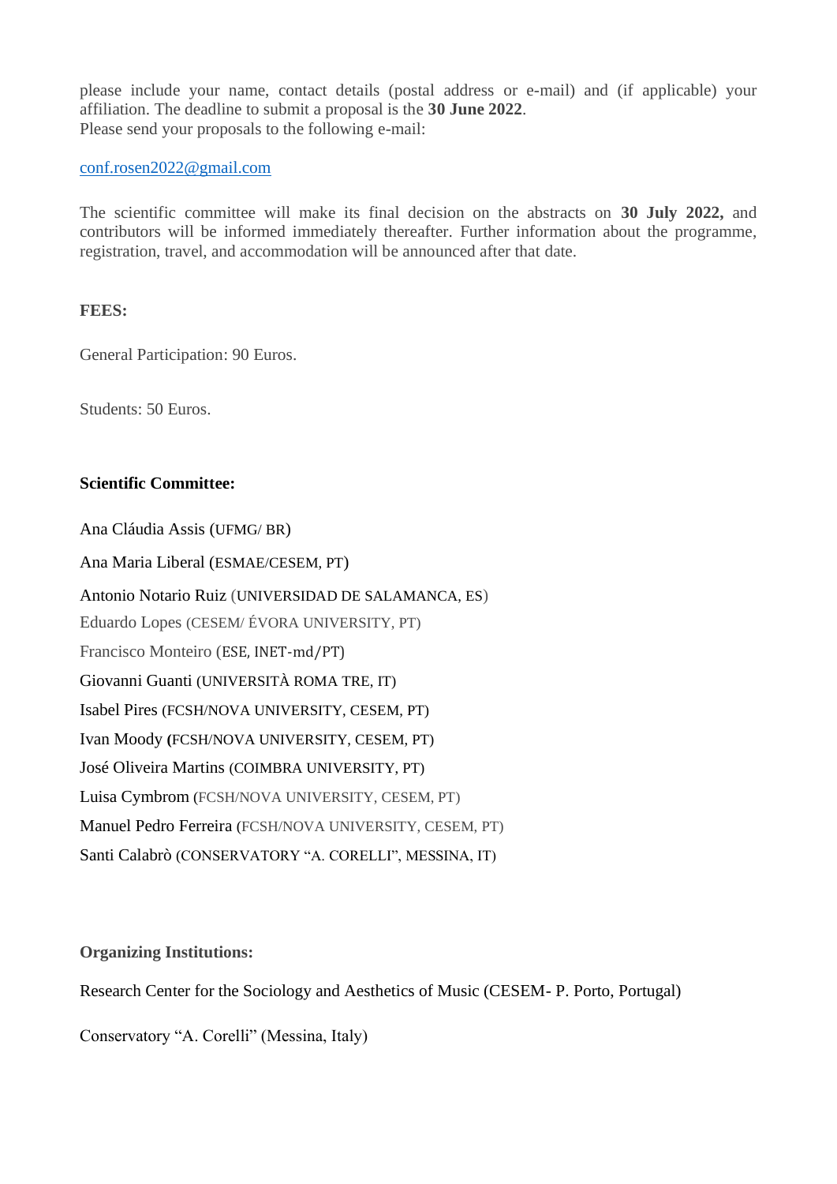please include your name, contact details (postal address or e-mail) and (if applicable) your affiliation. The deadline to submit a proposal is the **30 June 2022**.
Please send your proposals to the following e-mail:

conf.rosen2022@gmail.com

The scientific committee will make its final decision on the abstracts on **30 July 2022,** and contributors will be informed immediately thereafter. Further information about the programme, registration, travel, and accommodation will be announced after that date.

**FEES:**

General Participation: 90 Euros.

Students: 50 Euros.

**Scientific Committee:**

Ana Cláudia Assis (UFMG/ BR)

Ana Maria Liberal (ESMAE/CESEM, PT)

Antonio Notario Ruiz (UNIVERSIDAD DE SALAMANCA, ES)

Eduardo Lopes (CESEM/ ÉVORA UNIVERSITY, PT)

Francisco Monteiro (ESE, INET-md/PT)

Giovanni Guanti (UNIVERSITÀ ROMA TRE, IT)

Isabel Pires (FCSH/NOVA UNIVERSITY, CESEM, PT)

Ivan Moody (FCSH/NOVA UNIVERSITY, CESEM, PT)

José Oliveira Martins (COIMBRA UNIVERSITY, PT)

Luisa Cymbrom (FCSH/NOVA UNIVERSITY, CESEM, PT)

Manuel Pedro Ferreira (FCSH/NOVA UNIVERSITY, CESEM, PT)

Santi Calabrò (CONSERVATORY "A. CORELLI", MESSINA, IT)

**Organizing Institutions:**

Research Center for the Sociology and Aesthetics of Music (CESEM- P. Porto, Portugal)

Conservatory "A. Corelli" (Messina, Italy)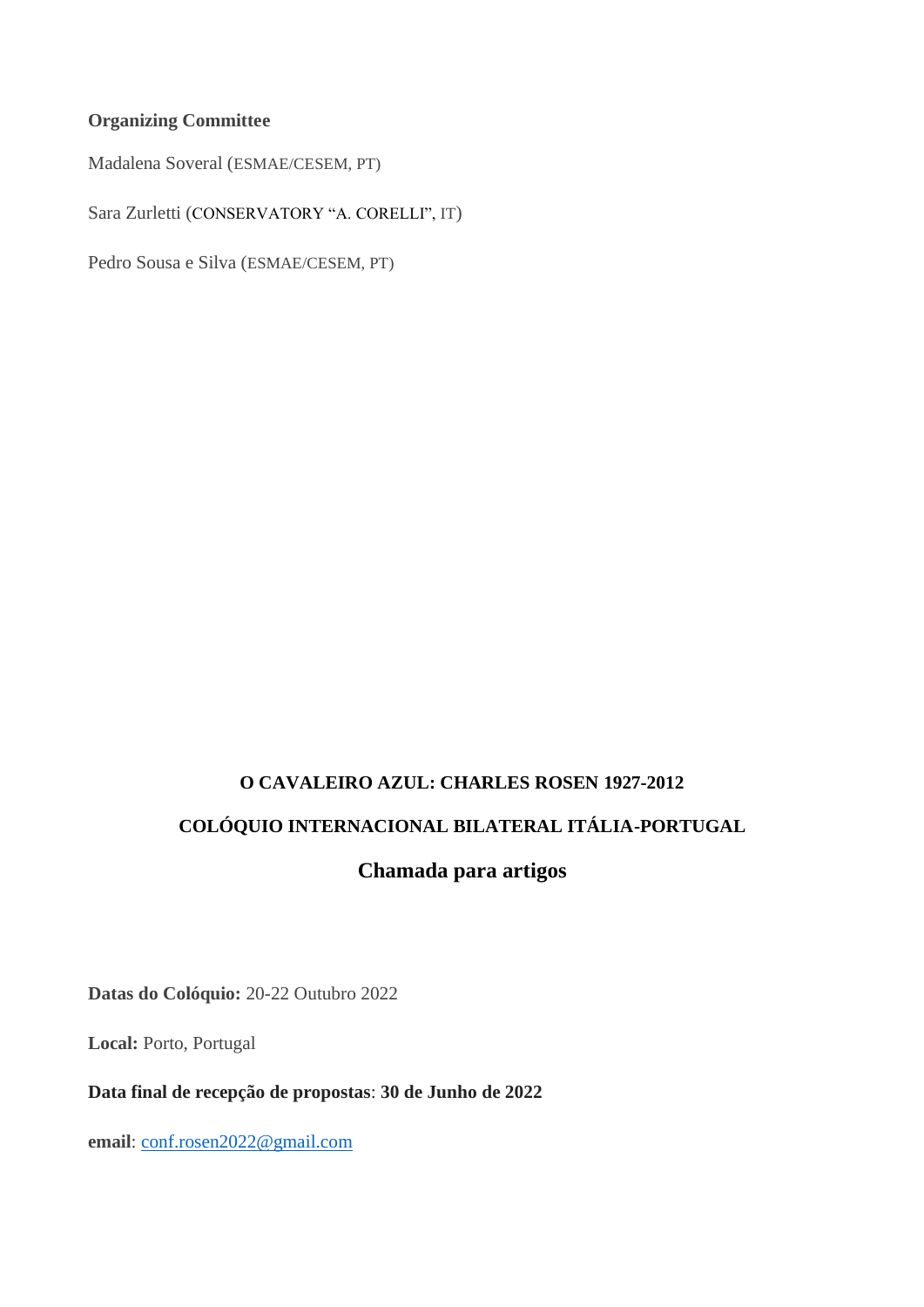**Organizing Committee**

Madalena Soveral (ESMAE/CESEM, PT)

Sara Zurletti (CONSERVATORY "A. CORELLI", IT)

Pedro Sousa e Silva (ESMAE/CESEM, PT)

**O CAVALEIRO AZUL: CHARLES ROSEN 1927-2012**

**COLÓQUIO INTERNACIONAL BILATERAL ITÁLIA-PORTUGAL**

## Chamada para artigos

**Datas do Colóquio:** 20-22 Outubro 2022

**Local:** Porto, Portugal

**Data final de recepção de propostas**: **30 de Junho de 2022**

**email**: conf.rosen2022@gmail.com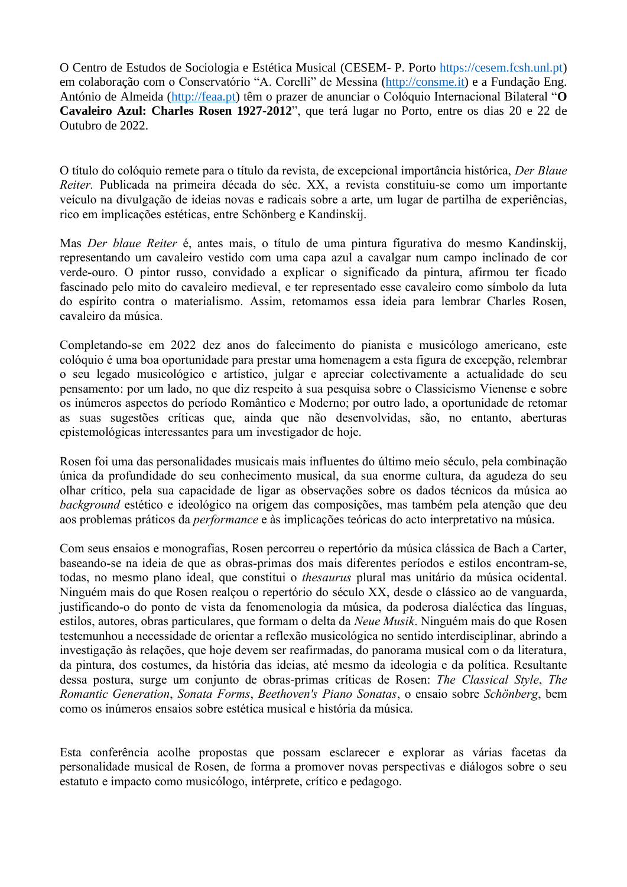O Centro de Estudos de Sociologia e Estética Musical (CESEM- P. Porto https://cesem.fcsh.unl.pt) em colaboração com o Conservatório "A. Corelli" de Messina (http://consme.it) e a Fundação Eng. António de Almeida (http://feaa.pt) têm o prazer de anunciar o Colóquio Internacional Bilateral "**O Cavaleiro Azul: Charles Rosen 1927-2012**", que terá lugar no Porto, entre os dias 20 e 22 de Outubro de 2022.

O título do colóquio remete para o título da revista, de excepcional importância histórica, *Der Blaue Reiter.* Publicada na primeira década do séc. XX, a revista constituiu-se como um importante veículo na divulgação de ideias novas e radicais sobre a arte, um lugar de partilha de experiências, rico em implicações estéticas, entre Schönberg e Kandinskij.

Mas *Der blaue Reiter* é, antes mais, o título de uma pintura figurativa do mesmo Kandinskij, representando um cavaleiro vestido com uma capa azul a cavalgar num campo inclinado de cor verde-ouro. O pintor russo, convidado a explicar o significado da pintura, afirmou ter ficado fascinado pelo mito do cavaleiro medieval, e ter representado esse cavaleiro como símbolo da luta do espírito contra o materialismo. Assim, retomamos essa ideia para lembrar Charles Rosen, cavaleiro da música.

Completando-se em 2022 dez anos do falecimento do pianista e musicólogo americano, este colóquio é uma boa oportunidade para prestar uma homenagem a esta figura de excepção, relembrar o seu legado musicológico e artístico, julgar e apreciar colectivamente a actualidade do seu pensamento: por um lado, no que diz respeito à sua pesquisa sobre o Classicismo Vienense e sobre os inúmeros aspectos do período Romântico e Moderno; por outro lado, a oportunidade de retomar as suas sugestões críticas que, ainda que não desenvolvidas, são, no entanto, aberturas epistemológicas interessantes para um investigador de hoje.

Rosen foi uma das personalidades musicais mais influentes do último meio século, pela combinação única da profundidade do seu conhecimento musical, da sua enorme cultura, da agudeza do seu olhar crítico, pela sua capacidade de ligar as observações sobre os dados técnicos da música ao *background* estético e ideológico na origem das composições, mas também pela atenção que deu aos problemas práticos da *performance* e às implicações teóricas do acto interpretativo na música.

Com seus ensaios e monografias, Rosen percorreu o repertório da música clássica de Bach a Carter, baseando-se na ideia de que as obras-primas dos mais diferentes períodos e estilos encontram-se, todas, no mesmo plano ideal, que constitui o *thesaurus* plural mas unitário da música ocidental. Ninguém mais do que Rosen realçou o repertório do século XX, desde o clássico ao de vanguarda, justificando-o do ponto de vista da fenomenologia da música, da poderosa dialéctica das línguas, estilos, autores, obras particulares, que formam o delta da *Neue Musik*. Ninguém mais do que Rosen testemunhou a necessidade de orientar a reflexão musicológica no sentido interdisciplinar, abrindo a investigação às relações, que hoje devem ser reafirmadas, do panorama musical com o da literatura, da pintura, dos costumes, da história das ideias, até mesmo da ideologia e da política. Resultante dessa postura, surge um conjunto de obras-primas críticas de Rosen: *The Classical Style*, *The Romantic Generation*, *Sonata Forms*, *Beethoven's Piano Sonatas*, o ensaio sobre *Schönberg*, bem como os inúmeros ensaios sobre estética musical e história da música.

Esta conferência acolhe propostas que possam esclarecer e explorar as várias facetas da personalidade musical de Rosen, de forma a promover novas perspectivas e diálogos sobre o seu estatuto e impacto como musicólogo, intérprete, crítico e pedagogo.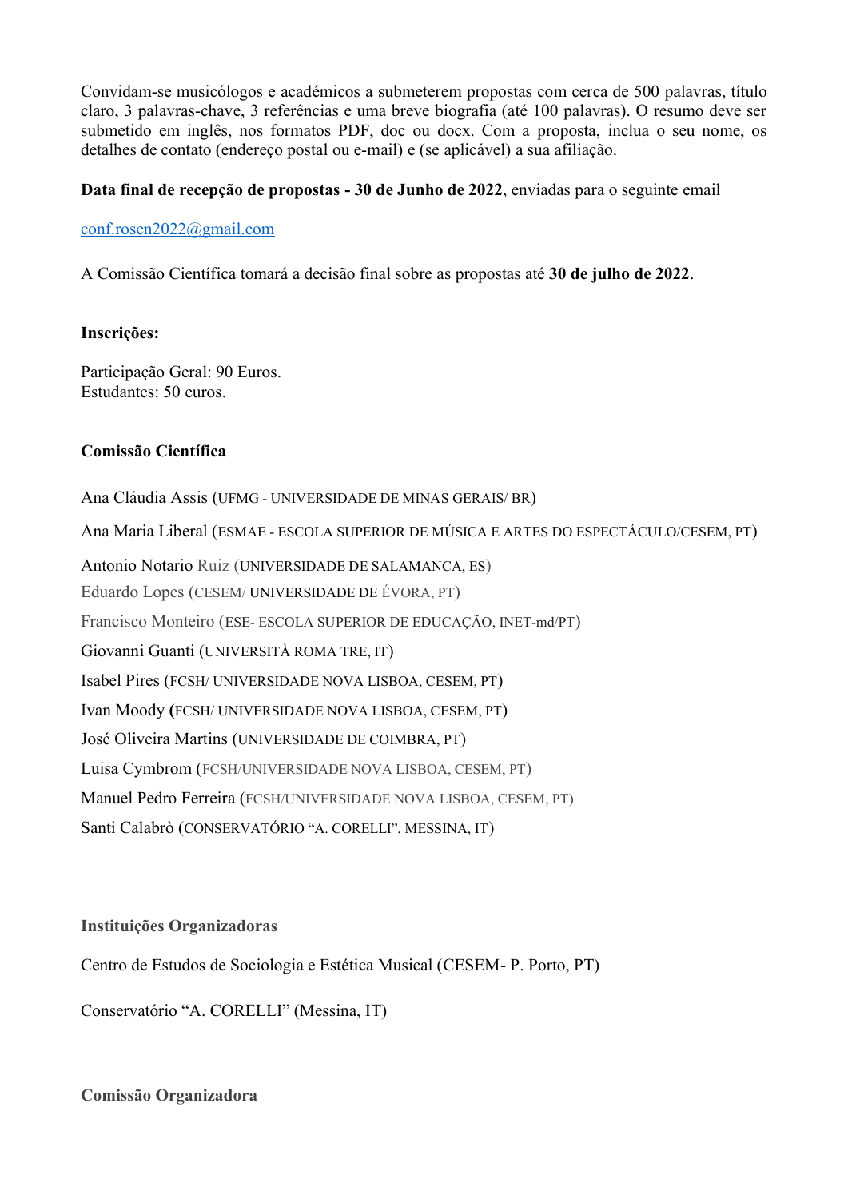Convidam-se musicólogos e académicos a submeterem propostas com cerca de 500 palavras, título claro, 3 palavras-chave, 3 referências e uma breve biografia (até 100 palavras). O resumo deve ser submetido em inglês, nos formatos PDF, doc ou docx. Com a proposta, inclua o seu nome, os detalhes de contato (endereço postal ou e-mail) e (se aplicável) a sua afiliação.

**Data final de recepção de propostas - 30 de Junho de 2022**, enviadas para o seguinte email

conf.rosen2022@gmail.com

A Comissão Científica tomará a decisão final sobre as propostas até **30 de julho de 2022**.

**Inscrições:**

Participação Geral: 90 Euros.
Estudantes: 50 euros.

**Comissão Científica**

Ana Cláudia Assis (UFMG - UNIVERSIDADE DE MINAS GERAIS/ BR)

Ana Maria Liberal (ESMAE - ESCOLA SUPERIOR DE MÚSICA E ARTES DO ESPECTÁCULO/CESEM, PT)

Antonio Notario Ruiz (UNIVERSIDADE DE SALAMANCA, ES)

Eduardo Lopes (CESEM/ UNIVERSIDADE DE ÉVORA, PT)

Francisco Monteiro (ESE- ESCOLA SUPERIOR DE EDUCAÇÃO, INET-md/PT)

Giovanni Guanti (UNIVERSITÀ ROMA TRE, IT)

Isabel Pires (FCSH/ UNIVERSIDADE NOVA LISBOA, CESEM, PT)

Ivan Moody (FCSH/ UNIVERSIDADE NOVA LISBOA, CESEM, PT)

José Oliveira Martins (UNIVERSIDADE DE COIMBRA, PT)

Luisa Cymbrom (FCSH/UNIVERSIDADE NOVA LISBOA, CESEM, PT)

Manuel Pedro Ferreira (FCSH/UNIVERSIDADE NOVA LISBOA, CESEM, PT)

Santi Calabrò (CONSERVATÓRIO "A. CORELLI", MESSINA, IT)

**Instituições Organizadoras**

Centro de Estudos de Sociologia e Estética Musical (CESEM- P. Porto, PT)

Conservatório "A. CORELLI" (Messina, IT)

**Comissão Organizadora**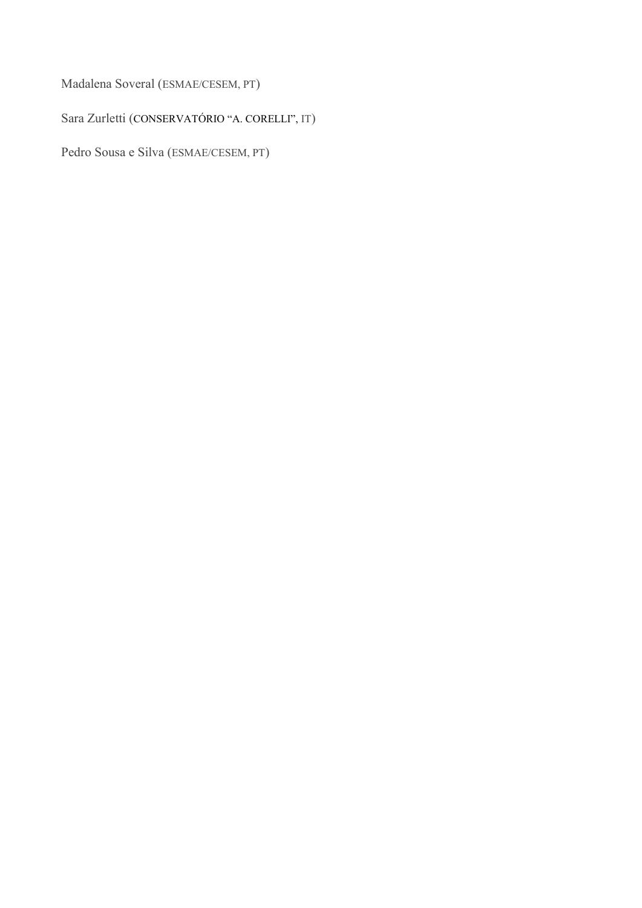Madalena Soveral (ESMAE/CESEM, PT)

Sara Zurletti (CONSERVATÓRIO "A. CORELLI", IT)

Pedro Sousa e Silva (ESMAE/CESEM, PT)